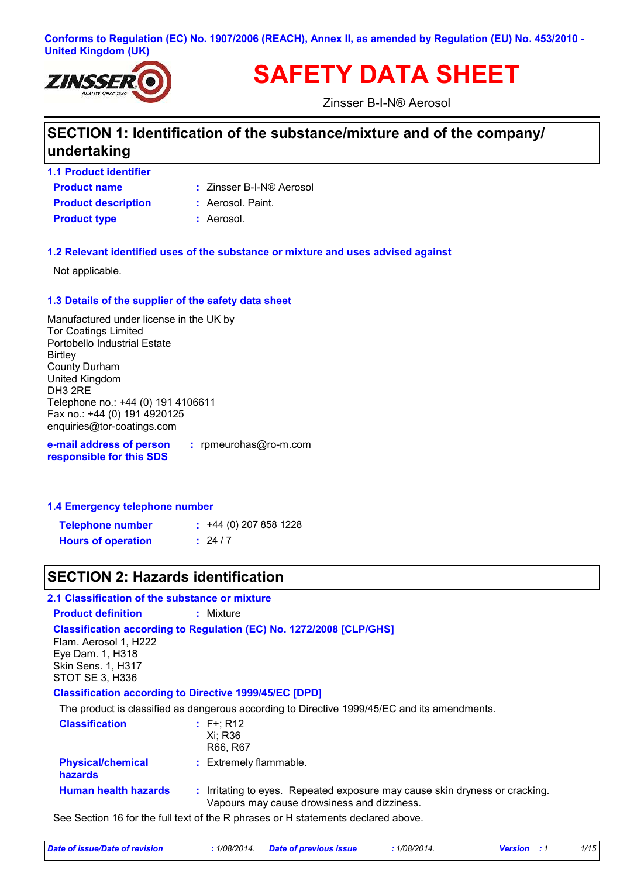Conforms to Regulation (EC) No. 1907/2006 (REACH), Annex II, as amended by Regulation (EU) No. 453/2010 - United Kingdom (UK)

# SAFETY DATA SHEET

Zinsser B-I-N® Aerosol

## SECTION 1: Identification of the substance/mixture and of the company/ undertaking

### 1.1 Product identifier

**Product name** : Zinsser B-I-N® Aerosol

**Product description** : Aerosol. Paint.

**Product type** : Aerosol.

### 1.2 Relevant identified uses of the substance or mixture and uses advised against

Not applicable.

### 1.3 Details of the supplier of the safety data sheet

Manufactured under license in the UK by
Tor Coatings Limited
Portobello Industrial Estate
Birtley
County Durham
United Kingdom
DH3 2RE
Telephone no.: +44 (0) 191 4106611
Fax no.: +44 (0) 191 4920125
enquiries@tor-coatings.com

**e-mail address of person responsible for this SDS** : rpmeurohas@ro-m.com

### 1.4 Emergency telephone number

**Telephone number** : +44 (0) 207 858 1228

**Hours of operation** : 24 / 7

## SECTION 2: Hazards identification

### 2.1 Classification of the substance or mixture

**Product definition** : Mixture

**Classification according to Regulation (EC) No. 1272/2008 [CLP/GHS]**

Flam. Aerosol 1, H222
Eye Dam. 1, H318
Skin Sens. 1, H317
STOT SE 3, H336

**Classification according to Directive 1999/45/EC [DPD]**

The product is classified as dangerous according to Directive 1999/45/EC and its amendments.

**Classification** : F+; R12
Xi; R36
R66, R67

**Physical/chemical hazards** : Extremely flammable.

**Human health hazards** : Irritating to eyes. Repeated exposure may cause skin dryness or cracking. Vapours may cause drowsiness and dizziness.

See Section 16 for the full text of the R phrases or H statements declared above.

*Date of issue/Date of revision* : 1/08/2014. *Date of previous issue* : 1/08/2014. *Version* : 1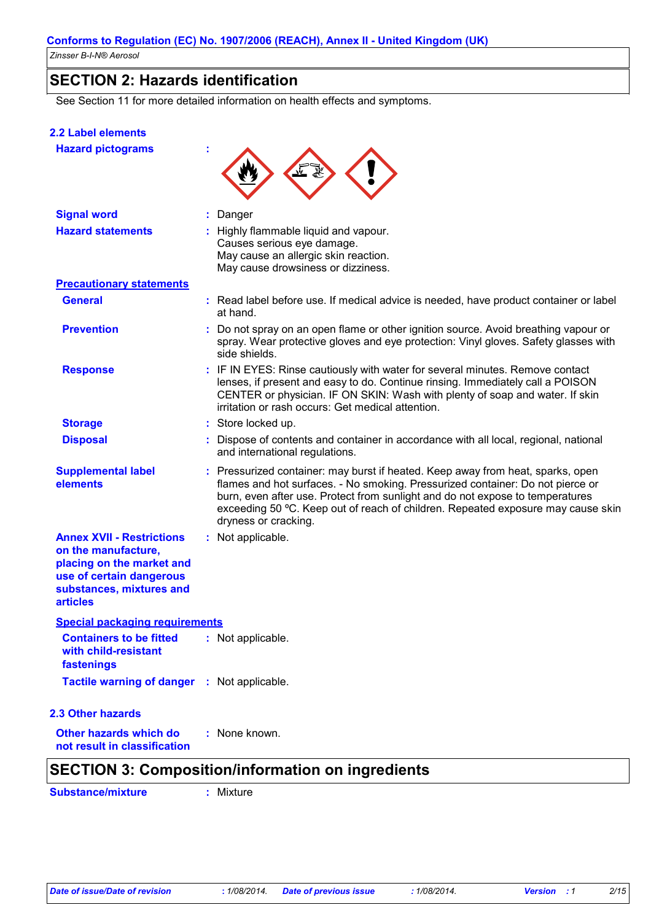## SECTION 2: Hazards identification

See Section 11 for more detailed information on health effects and symptoms.

### 2.2 Label elements

**Hazard pictograms** :

**Signal word** : Danger

**Hazard statements** : Highly flammable liquid and vapour.
Causes serious eye damage.
May cause an allergic skin reaction.
May cause drowsiness or dizziness.

**Precautionary statements**

**General** : Read label before use. If medical advice is needed, have product container or label at hand.

**Prevention** : Do not spray on an open flame or other ignition source. Avoid breathing vapour or spray. Wear protective gloves and eye protection: Vinyl gloves. Safety glasses with side shields.

**Response** : IF IN EYES: Rinse cautiously with water for several minutes. Remove contact lenses, if present and easy to do. Continue rinsing. Immediately call a POISON CENTER or physician. IF ON SKIN: Wash with plenty of soap and water. If skin irritation or rash occurs: Get medical attention.

**Storage** : Store locked up.

**Disposal** : Dispose of contents and container in accordance with all local, regional, national and international regulations.

**Supplemental label elements** : Pressurized container: may burst if heated. Keep away from heat, sparks, open flames and hot surfaces. - No smoking. Pressurized container: Do not pierce or burn, even after use. Protect from sunlight and do not expose to temperatures exceeding 50 ºC. Keep out of reach of children. Repeated exposure may cause skin dryness or cracking.

**Annex XVII - Restrictions on the manufacture, placing on the market and use of certain dangerous substances, mixtures and articles** : Not applicable.

**Special packaging requirements**

**Containers to be fitted with child-resistant fastenings** : Not applicable.

**Tactile warning of danger** : Not applicable.

### 2.3 Other hazards

**Other hazards which do not result in classification** : None known.

## SECTION 3: Composition/information on ingredients

**Substance/mixture** : Mixture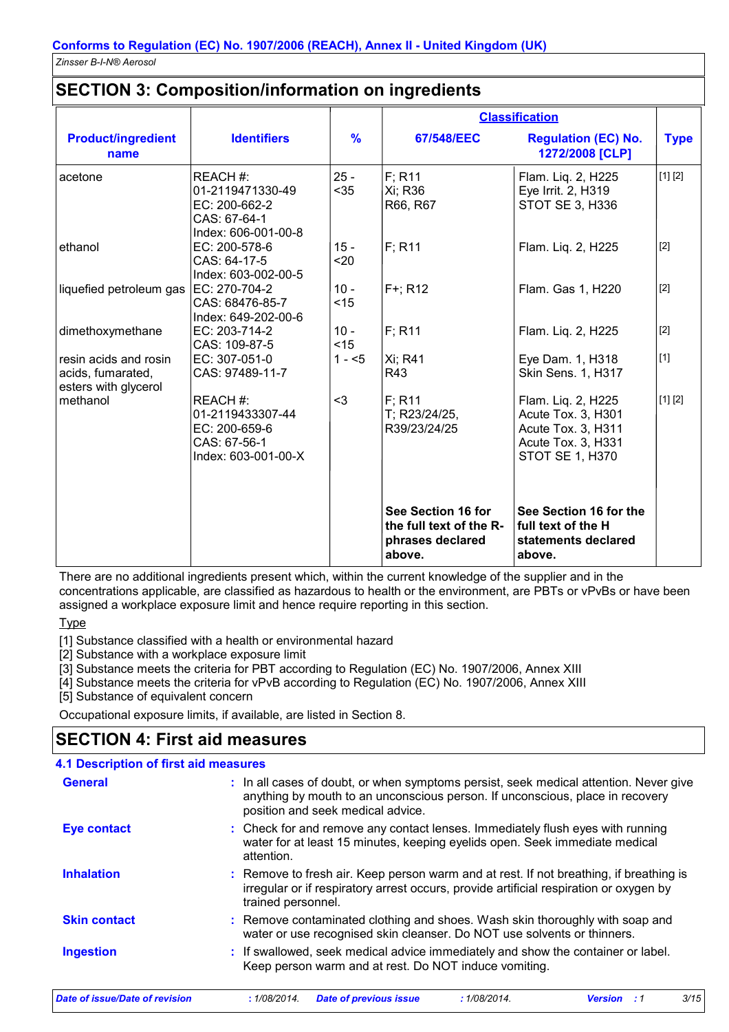## SECTION 3: Composition/information on ingredients

| Product/ingredient name | Identifiers | % | Classification 67/548/EEC | Classification Regulation (EC) No. 1272/2008 [CLP] | Type |
|---|---|---|---|---|---|
| acetone | REACH #: 01-2119471330-49<br>EC: 200-662-2<br>CAS: 67-64-1<br>Index: 606-001-00-8 | 25 - <35 | F; R11<br>Xi; R36<br>R66, R67 | Flam. Liq. 2, H225<br>Eye Irrit. 2, H319<br>STOT SE 3, H336 | [1] [2] |
| ethanol | EC: 200-578-6<br>CAS: 64-17-5<br>Index: 603-002-00-5 | 15 - <20 | F; R11 | Flam. Liq. 2, H225 | [2] |
| liquefied petroleum gas | EC: 270-704-2<br>CAS: 68476-85-7<br>Index: 649-202-00-6 | 10 - <15 | F+; R12 | Flam. Gas 1, H220 | [2] |
| dimethoxymethane | EC: 203-714-2<br>CAS: 109-87-5 | 10 - <15 | F; R11 | Flam. Liq. 2, H225 | [2] |
| resin acids and rosin acids, fumarated, esters with glycerol | EC: 307-051-0<br>CAS: 97489-11-7 | 1 - <5 | Xi; R41<br>R43 | Eye Dam. 1, H318<br>Skin Sens. 1, H317 | [1] |
| methanol | REACH #: 01-2119433307-44<br>EC: 200-659-6<br>CAS: 67-56-1<br>Index: 603-001-00-X | <3 | F; R11<br>T; R23/24/25,<br>R39/23/24/25 | Flam. Liq. 2, H225<br>Acute Tox. 3, H301<br>Acute Tox. 3, H311<br>Acute Tox. 3, H331<br>STOT SE 1, H370 | [1] [2] |
| | | | **See Section 16 for the full text of the R-phrases declared above.** | **See Section 16 for the full text of the H statements declared above.** | |

There are no additional ingredients present which, within the current knowledge of the supplier and in the concentrations applicable, are classified as hazardous to health or the environment, are PBTs or vPvBs or have been assigned a workplace exposure limit and hence require reporting in this section.

Type

[1] Substance classified with a health or environmental hazard
[2] Substance with a workplace exposure limit
[3] Substance meets the criteria for PBT according to Regulation (EC) No. 1907/2006, Annex XIII
[4] Substance meets the criteria for vPvB according to Regulation (EC) No. 1907/2006, Annex XIII
[5] Substance of equivalent concern

Occupational exposure limits, if available, are listed in Section 8.

## SECTION 4: First aid measures

### 4.1 Description of first aid measures

**General** : In all cases of doubt, or when symptoms persist, seek medical attention. Never give anything by mouth to an unconscious person. If unconscious, place in recovery position and seek medical advice.

**Eye contact** : Check for and remove any contact lenses. Immediately flush eyes with running water for at least 15 minutes, keeping eyelids open. Seek immediate medical attention.

**Inhalation** : Remove to fresh air. Keep person warm and at rest. If not breathing, if breathing is irregular or if respiratory arrest occurs, provide artificial respiration or oxygen by trained personnel.

**Skin contact** : Remove contaminated clothing and shoes. Wash skin thoroughly with soap and water or use recognised skin cleanser. Do NOT use solvents or thinners.

**Ingestion** : If swallowed, seek medical advice immediately and show the container or label. Keep person warm and at rest. Do NOT induce vomiting.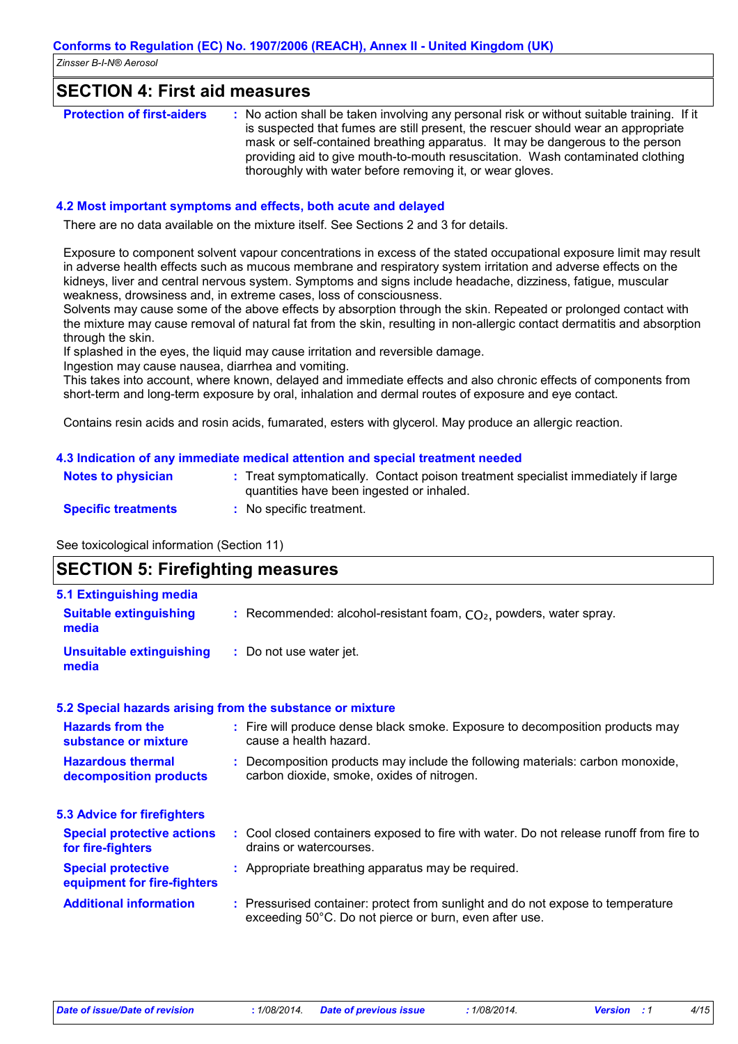## SECTION 4: First aid measures

**Protection of first-aiders** : No action shall be taken involving any personal risk or without suitable training. If it is suspected that fumes are still present, the rescuer should wear an appropriate mask or self-contained breathing apparatus. It may be dangerous to the person providing aid to give mouth-to-mouth resuscitation. Wash contaminated clothing thoroughly with water before removing it, or wear gloves.

### 4.2 Most important symptoms and effects, both acute and delayed

There are no data available on the mixture itself. See Sections 2 and 3 for details.

Exposure to component solvent vapour concentrations in excess of the stated occupational exposure limit may result in adverse health effects such as mucous membrane and respiratory system irritation and adverse effects on the kidneys, liver and central nervous system. Symptoms and signs include headache, dizziness, fatigue, muscular weakness, drowsiness and, in extreme cases, loss of consciousness.
Solvents may cause some of the above effects by absorption through the skin. Repeated or prolonged contact with the mixture may cause removal of natural fat from the skin, resulting in non-allergic contact dermatitis and absorption through the skin.
If splashed in the eyes, the liquid may cause irritation and reversible damage.
Ingestion may cause nausea, diarrhea and vomiting.
This takes into account, where known, delayed and immediate effects and also chronic effects of components from short-term and long-term exposure by oral, inhalation and dermal routes of exposure and eye contact.

Contains resin acids and rosin acids, fumarated, esters with glycerol. May produce an allergic reaction.

### 4.3 Indication of any immediate medical attention and special treatment needed

**Notes to physician** : Treat symptomatically. Contact poison treatment specialist immediately if large quantities have been ingested or inhaled.

**Specific treatments** : No specific treatment.

See toxicological information (Section 11)

## SECTION 5: Firefighting measures

### 5.1 Extinguishing media

**Suitable extinguishing media** : Recommended: alcohol-resistant foam, $CO_2$, powders, water spray.

**Unsuitable extinguishing media** : Do not use water jet.

### 5.2 Special hazards arising from the substance or mixture

**Hazards from the substance or mixture** : Fire will produce dense black smoke. Exposure to decomposition products may cause a health hazard.

**Hazardous thermal decomposition products** : Decomposition products may include the following materials: carbon monoxide, carbon dioxide, smoke, oxides of nitrogen.

### 5.3 Advice for firefighters

**Special protective actions for fire-fighters** : Cool closed containers exposed to fire with water. Do not release runoff from fire to drains or watercourses.

**Special protective equipment for fire-fighters** : Appropriate breathing apparatus may be required.

**Additional information** : Pressurised container: protect from sunlight and do not expose to temperature exceeding 50°C. Do not pierce or burn, even after use.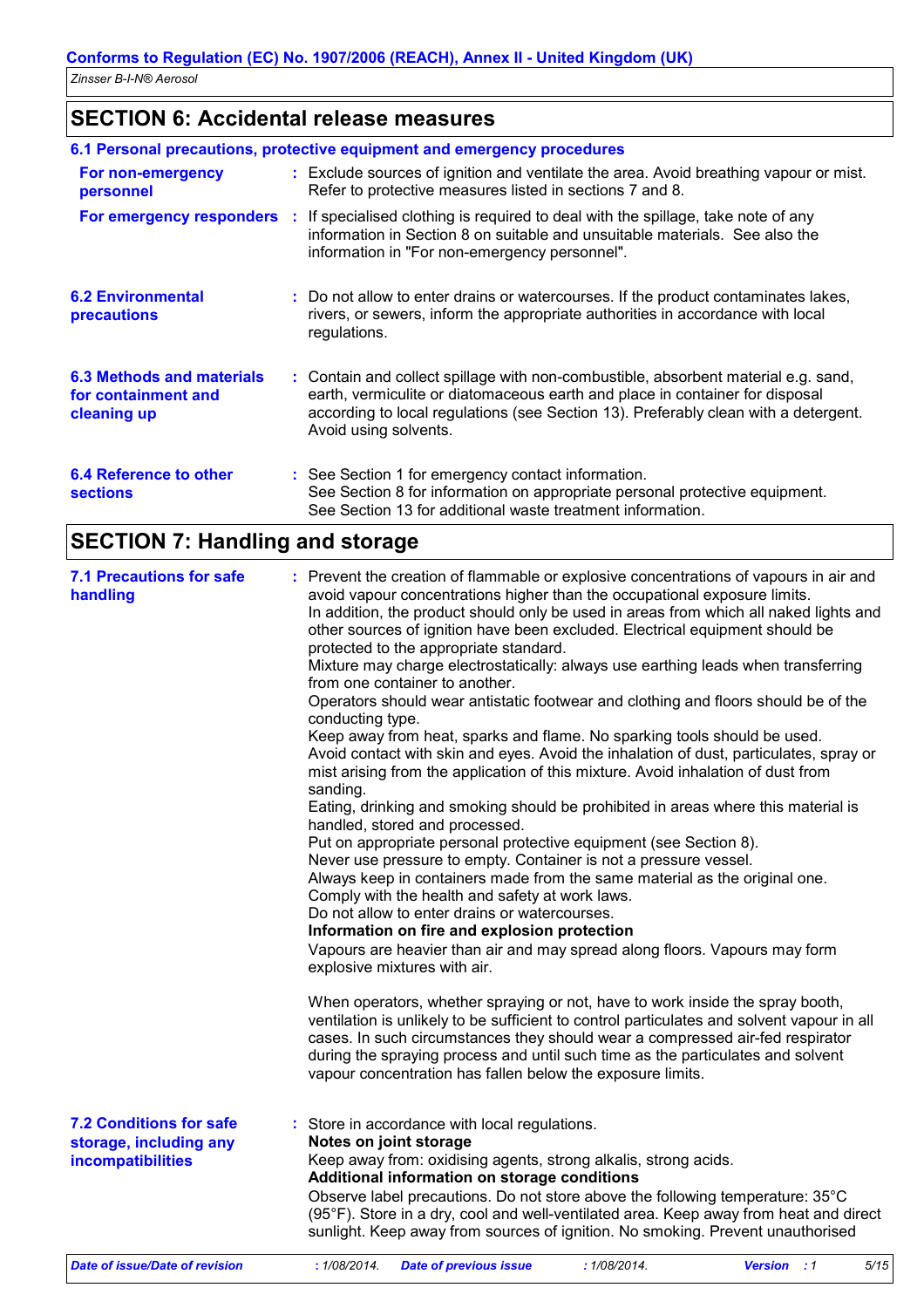## SECTION 6: Accidental release measures

### 6.1 Personal precautions, protective equipment and emergency procedures

**For non-emergency personnel** : Exclude sources of ignition and ventilate the area. Avoid breathing vapour or mist. Refer to protective measures listed in sections 7 and 8.

**For emergency responders** : If specialised clothing is required to deal with the spillage, take note of any information in Section 8 on suitable and unsuitable materials. See also the information in "For non-emergency personnel".

**6.2 Environmental precautions** : Do not allow to enter drains or watercourses. If the product contaminates lakes, rivers, or sewers, inform the appropriate authorities in accordance with local regulations.

**6.3 Methods and materials for containment and cleaning up** : Contain and collect spillage with non-combustible, absorbent material e.g. sand, earth, vermiculite or diatomaceous earth and place in container for disposal according to local regulations (see Section 13). Preferably clean with a detergent. Avoid using solvents.

**6.4 Reference to other sections** : See Section 1 for emergency contact information.
See Section 8 for information on appropriate personal protective equipment.
See Section 13 for additional waste treatment information.

## SECTION 7: Handling and storage

**7.1 Precautions for safe handling** : Prevent the creation of flammable or explosive concentrations of vapours in air and avoid vapour concentrations higher than the occupational exposure limits.
In addition, the product should only be used in areas from which all naked lights and other sources of ignition have been excluded. Electrical equipment should be protected to the appropriate standard.
Mixture may charge electrostatically: always use earthing leads when transferring from one container to another.
Operators should wear antistatic footwear and clothing and floors should be of the conducting type.
Keep away from heat, sparks and flame. No sparking tools should be used.
Avoid contact with skin and eyes. Avoid the inhalation of dust, particulates, spray or mist arising from the application of this mixture. Avoid inhalation of dust from sanding.
Eating, drinking and smoking should be prohibited in areas where this material is handled, stored and processed.
Put on appropriate personal protective equipment (see Section 8).
Never use pressure to empty. Container is not a pressure vessel.
Always keep in containers made from the same material as the original one.
Comply with the health and safety at work laws.
Do not allow to enter drains or watercourses.
**Information on fire and explosion protection**
Vapours are heavier than air and may spread along floors. Vapours may form explosive mixtures with air.

When operators, whether spraying or not, have to work inside the spray booth, ventilation is unlikely to be sufficient to control particulates and solvent vapour in all cases. In such circumstances they should wear a compressed air-fed respirator during the spraying process and until such time as the particulates and solvent vapour concentration has fallen below the exposure limits.

**7.2 Conditions for safe storage, including any incompatibilities** : Store in accordance with local regulations.
**Notes on joint storage**
Keep away from: oxidising agents, strong alkalis, strong acids.
**Additional information on storage conditions**
Observe label precautions. Do not store above the following temperature: 35°C (95°F). Store in a dry, cool and well-ventilated area. Keep away from heat and direct sunlight. Keep away from sources of ignition. No smoking. Prevent unauthorised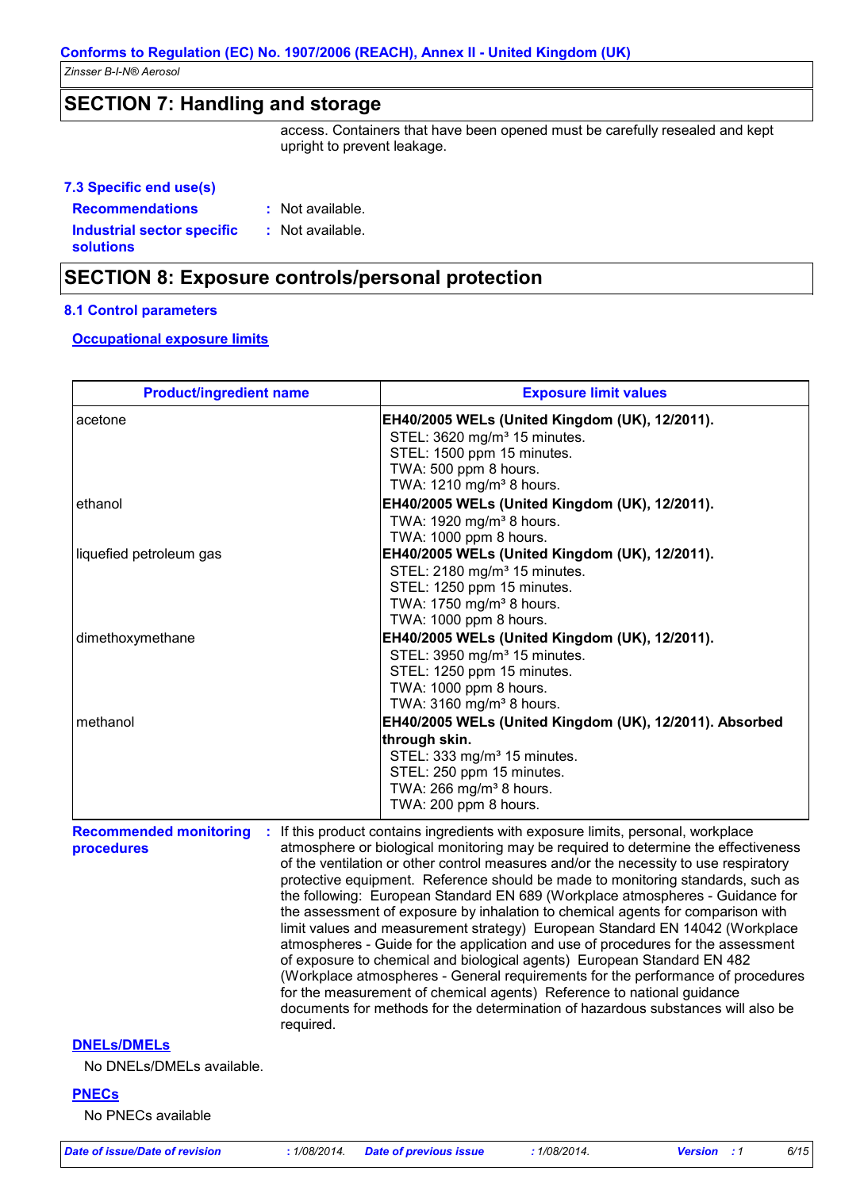## SECTION 7: Handling and storage

access. Containers that have been opened must be carefully resealed and kept upright to prevent leakage.

### 7.3 Specific end use(s)

**Recommendations** : Not available.

**Industrial sector specific solutions** : Not available.

## SECTION 8: Exposure controls/personal protection

### 8.1 Control parameters

**Occupational exposure limits**

| Product/ingredient name | Exposure limit values |
|---|---|
| acetone | **EH40/2005 WELs (United Kingdom (UK), 12/2011).**<br>STEL: 3620 mg/m³ 15 minutes.<br>STEL: 1500 ppm 15 minutes.<br>TWA: 500 ppm 8 hours.<br>TWA: 1210 mg/m³ 8 hours. |
| ethanol | **EH40/2005 WELs (United Kingdom (UK), 12/2011).**<br>TWA: 1920 mg/m³ 8 hours.<br>TWA: 1000 ppm 8 hours. |
| liquefied petroleum gas | **EH40/2005 WELs (United Kingdom (UK), 12/2011).**<br>STEL: 2180 mg/m³ 15 minutes.<br>STEL: 1250 ppm 15 minutes.<br>TWA: 1750 mg/m³ 8 hours.<br>TWA: 1000 ppm 8 hours. |
| dimethoxymethane | **EH40/2005 WELs (United Kingdom (UK), 12/2011).**<br>STEL: 3950 mg/m³ 15 minutes.<br>STEL: 1250 ppm 15 minutes.<br>TWA: 1000 ppm 8 hours.<br>TWA: 3160 mg/m³ 8 hours. |
| methanol | **EH40/2005 WELs (United Kingdom (UK), 12/2011). Absorbed through skin.**<br>STEL: 333 mg/m³ 15 minutes.<br>STEL: 250 ppm 15 minutes.<br>TWA: 266 mg/m³ 8 hours.<br>TWA: 200 ppm 8 hours. |

**Recommended monitoring procedures** : If this product contains ingredients with exposure limits, personal, workplace atmosphere or biological monitoring may be required to determine the effectiveness of the ventilation or other control measures and/or the necessity to use respiratory protective equipment. Reference should be made to monitoring standards, such as the following: European Standard EN 689 (Workplace atmospheres - Guidance for the assessment of exposure by inhalation to chemical agents for comparison with limit values and measurement strategy) European Standard EN 14042 (Workplace atmospheres - Guide for the application and use of procedures for the assessment of exposure to chemical and biological agents) European Standard EN 482 (Workplace atmospheres - General requirements for the performance of procedures for the measurement of chemical agents) Reference to national guidance documents for methods for the determination of hazardous substances will also be required.

**DNELs/DMELs**

No DNELs/DMELs available.

**PNECs**

No PNECs available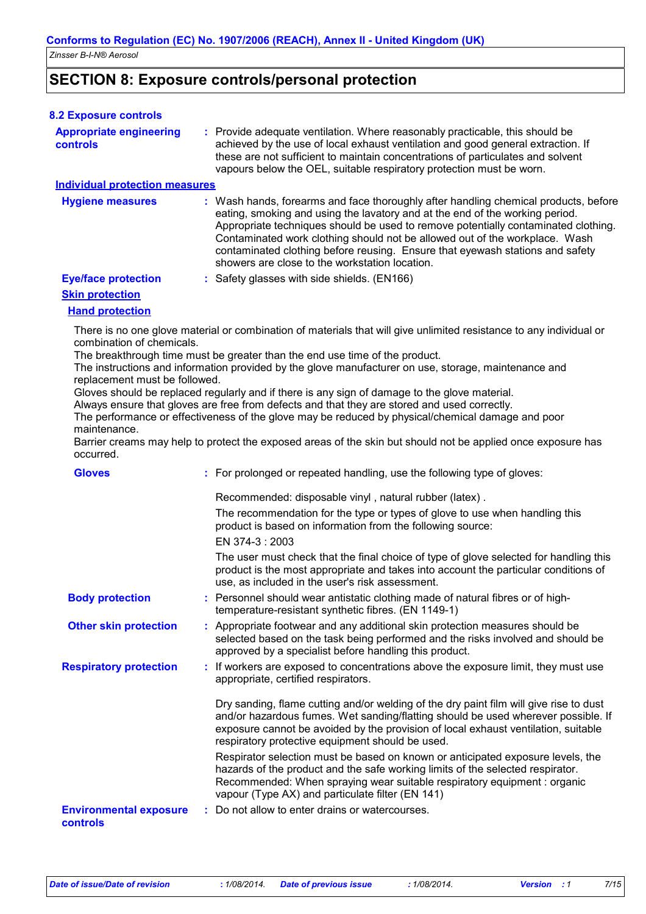## SECTION 8: Exposure controls/personal protection

### 8.2 Exposure controls

**Appropriate engineering controls** : Provide adequate ventilation. Where reasonably practicable, this should be achieved by the use of local exhaust ventilation and good general extraction. If these are not sufficient to maintain concentrations of particulates and solvent vapours below the OEL, suitable respiratory protection must be worn.

**Individual protection measures**

**Hygiene measures** : Wash hands, forearms and face thoroughly after handling chemical products, before eating, smoking and using the lavatory and at the end of the working period. Appropriate techniques should be used to remove potentially contaminated clothing. Contaminated work clothing should not be allowed out of the workplace. Wash contaminated clothing before reusing. Ensure that eyewash stations and safety showers are close to the workstation location.

**Eye/face protection** : Safety glasses with side shields. (EN166)

**Skin protection**

**Hand protection**

There is no one glove material or combination of materials that will give unlimited resistance to any individual or combination of chemicals.
The breakthrough time must be greater than the end use time of the product.
The instructions and information provided by the glove manufacturer on use, storage, maintenance and replacement must be followed.
Gloves should be replaced regularly and if there is any sign of damage to the glove material.
Always ensure that gloves are free from defects and that they are stored and used correctly.
The performance or effectiveness of the glove may be reduced by physical/chemical damage and poor maintenance.
Barrier creams may help to protect the exposed areas of the skin but should not be applied once exposure has occurred.

**Gloves** : For prolonged or repeated handling, use the following type of gloves:

Recommended: disposable vinyl , natural rubber (latex) .

The recommendation for the type or types of glove to use when handling this product is based on information from the following source:

EN 374-3 : 2003

The user must check that the final choice of type of glove selected for handling this product is the most appropriate and takes into account the particular conditions of use, as included in the user's risk assessment.

**Body protection** : Personnel should wear antistatic clothing made of natural fibres or of high-temperature-resistant synthetic fibres. (EN 1149-1)

**Other skin protection** : Appropriate footwear and any additional skin protection measures should be selected based on the task being performed and the risks involved and should be approved by a specialist before handling this product.

**Respiratory protection** : If workers are exposed to concentrations above the exposure limit, they must use appropriate, certified respirators.

Dry sanding, flame cutting and/or welding of the dry paint film will give rise to dust and/or hazardous fumes. Wet sanding/flatting should be used wherever possible. If exposure cannot be avoided by the provision of local exhaust ventilation, suitable respiratory protective equipment should be used.

Respirator selection must be based on known or anticipated exposure levels, the hazards of the product and the safe working limits of the selected respirator. Recommended: When spraying wear suitable respiratory equipment : organic vapour (Type AX) and particulate filter (EN 141)

**Environmental exposure controls** : Do not allow to enter drains or watercourses.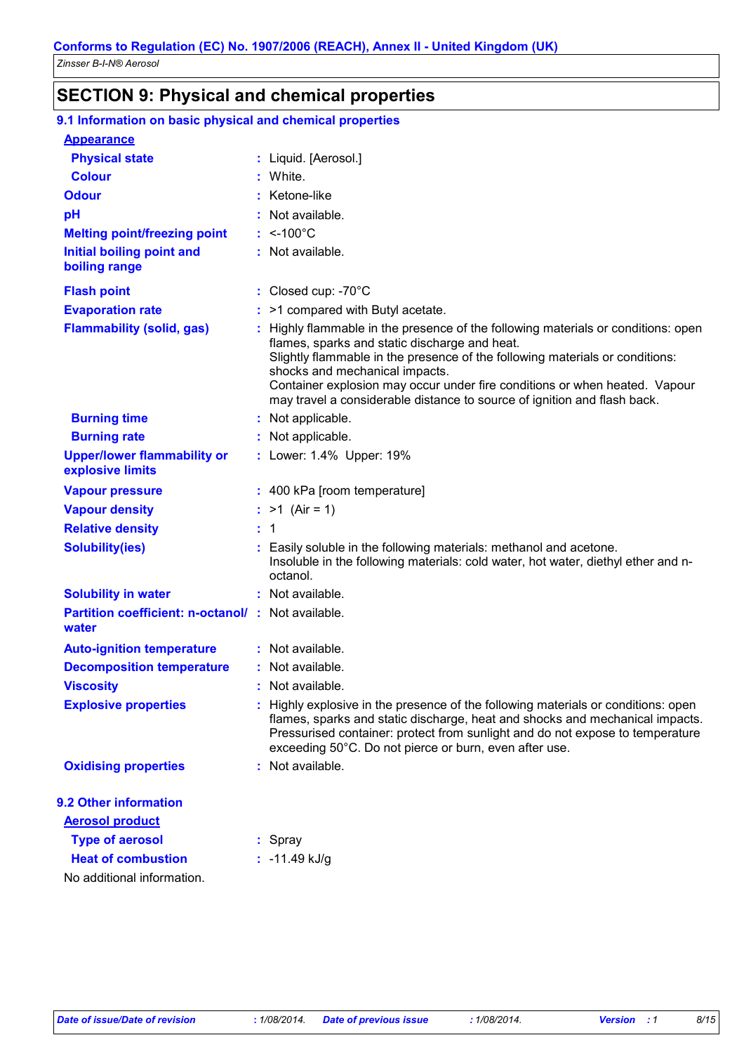**Conforms to Regulation (EC) No. 1907/2006 (REACH), Annex II - United Kingdom (UK)**

*Zinsser B-I-N® Aerosol*

## SECTION 9: Physical and chemical properties

### 9.1 Information on basic physical and chemical properties

**Appearance**

| | | |
|---|---|---|
| **Physical state** | : | Liquid. [Aerosol.] |
| **Colour** | : | White. |
| **Odour** | : | Ketone-like |
| **pH** | : | Not available. |
| **Melting point/freezing point** | : | <-100°C |
| **Initial boiling point and boiling range** | : | Not available. |
| **Flash point** | : | Closed cup: -70°C |
| **Evaporation rate** | : | >1 compared with Butyl acetate. |
| **Flammability (solid, gas)** | : | Highly flammable in the presence of the following materials or conditions: open flames, sparks and static discharge and heat. Slightly flammable in the presence of the following materials or conditions: shocks and mechanical impacts. Container explosion may occur under fire conditions or when heated. Vapour may travel a considerable distance to source of ignition and flash back. |
| **Burning time** | : | Not applicable. |
| **Burning rate** | : | Not applicable. |
| **Upper/lower flammability or explosive limits** | : | Lower: 1.4% Upper: 19% |
| **Vapour pressure** | : | 400 kPa [room temperature] |
| **Vapour density** | : | >1 (Air = 1) |
| **Relative density** | : | 1 |
| **Solubility(ies)** | : | Easily soluble in the following materials: methanol and acetone. Insoluble in the following materials: cold water, hot water, diethyl ether and n-octanol. |
| **Solubility in water** | : | Not available. |
| **Partition coefficient: n-octanol/ water** | : | Not available. |
| **Auto-ignition temperature** | : | Not available. |
| **Decomposition temperature** | : | Not available. |
| **Viscosity** | : | Not available. |
| **Explosive properties** | : | Highly explosive in the presence of the following materials or conditions: open flames, sparks and static discharge, heat and shocks and mechanical impacts. Pressurised container: protect from sunlight and do not expose to temperature exceeding 50°C. Do not pierce or burn, even after use. |
| **Oxidising properties** | : | Not available. |

### 9.2 Other information

**Aerosol product**

| | | |
|---|---|---|
| **Type of aerosol** | : | Spray |
| **Heat of combustion** | : | -11.49 kJ/g |

No additional information.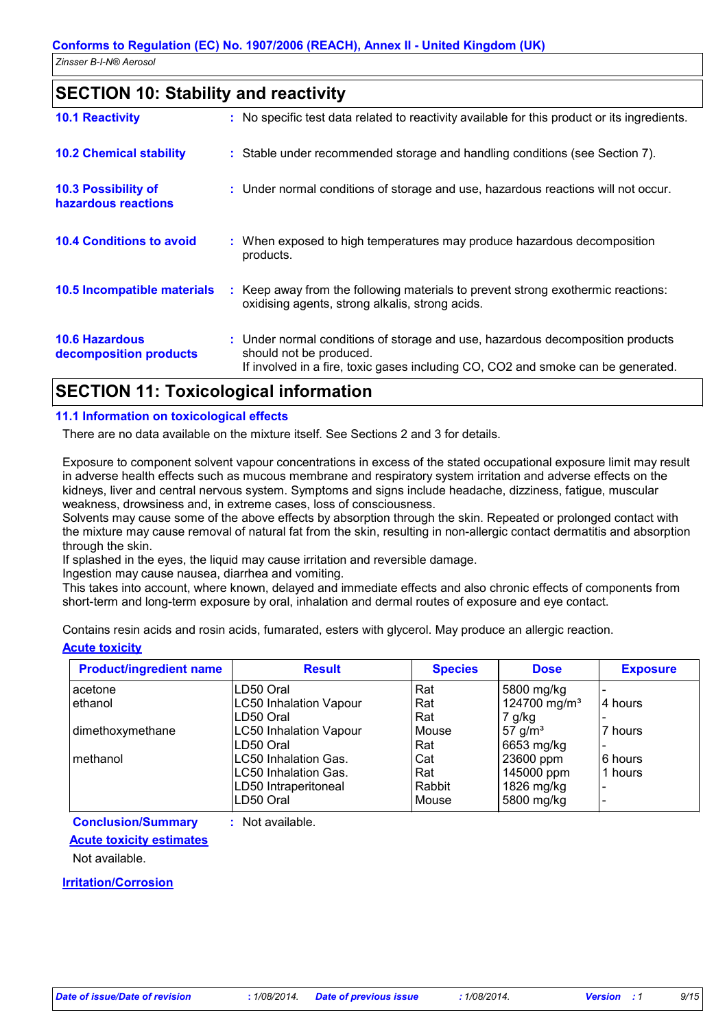## SECTION 10: Stability and reactivity

**10.1 Reactivity** : No specific test data related to reactivity available for this product or its ingredients.

**10.2 Chemical stability** : Stable under recommended storage and handling conditions (see Section 7).

**10.3 Possibility of hazardous reactions** : Under normal conditions of storage and use, hazardous reactions will not occur.

**10.4 Conditions to avoid** : When exposed to high temperatures may produce hazardous decomposition products.

**10.5 Incompatible materials** : Keep away from the following materials to prevent strong exothermic reactions: oxidising agents, strong alkalis, strong acids.

**10.6 Hazardous decomposition products** : Under normal conditions of storage and use, hazardous decomposition products should not be produced.
If involved in a fire, toxic gases including CO, CO2 and smoke can be generated.

## SECTION 11: Toxicological information

### 11.1 Information on toxicological effects

There are no data available on the mixture itself. See Sections 2 and 3 for details.

Exposure to component solvent vapour concentrations in excess of the stated occupational exposure limit may result in adverse health effects such as mucous membrane and respiratory system irritation and adverse effects on the kidneys, liver and central nervous system. Symptoms and signs include headache, dizziness, fatigue, muscular weakness, drowsiness and, in extreme cases, loss of consciousness.
Solvents may cause some of the above effects by absorption through the skin. Repeated or prolonged contact with the mixture may cause removal of natural fat from the skin, resulting in non-allergic contact dermatitis and absorption through the skin.
If splashed in the eyes, the liquid may cause irritation and reversible damage.
Ingestion may cause nausea, diarrhea and vomiting.
This takes into account, where known, delayed and immediate effects and also chronic effects of components from short-term and long-term exposure by oral, inhalation and dermal routes of exposure and eye contact.

Contains resin acids and rosin acids, fumarated, esters with glycerol. May produce an allergic reaction.

**Acute toxicity**

| Product/ingredient name | Result | Species | Dose | Exposure |
|---|---|---|---|---|
| acetone | LD50 Oral | Rat | 5800 mg/kg | - |
| ethanol | LC50 Inhalation Vapour | Rat | 124700 mg/m³ | 4 hours |
| | LD50 Oral | Rat | 7 g/kg | - |
| dimethoxymethane | LC50 Inhalation Vapour | Mouse | 57 g/m³ | 7 hours |
| | LD50 Oral | Rat | 6653 mg/kg | - |
| methanol | LC50 Inhalation Gas. | Cat | 23600 ppm | 6 hours |
| | LC50 Inhalation Gas. | Rat | 145000 ppm | 1 hours |
| | LD50 Intraperitoneal | Rabbit | 1826 mg/kg | - |
| | LD50 Oral | Mouse | 5800 mg/kg | - |

**Conclusion/Summary** : Not available.

**Acute toxicity estimates**

Not available.

**Irritation/Corrosion**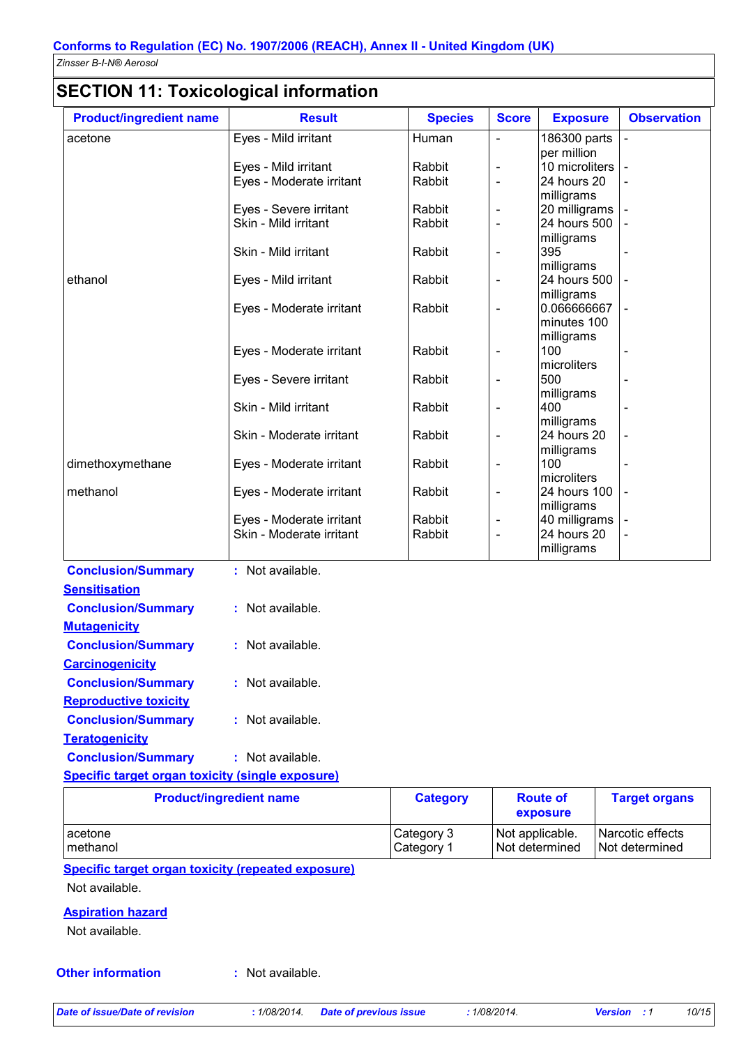# SECTION 11: Toxicological information

| Product/ingredient name | Result | Species | Score | Exposure | Observation |
|---|---|---|---|---|---|
| acetone | Eyes - Mild irritant | Human | - | 186300 parts per million | - |
| | Eyes - Mild irritant | Rabbit | - | 10 microliters | - |
| | Eyes - Moderate irritant | Rabbit | - | 24 hours 20 milligrams | - |
| | Eyes - Severe irritant | Rabbit | - | 20 milligrams | - |
| | Skin - Mild irritant | Rabbit | - | 24 hours 500 milligrams | - |
| | Skin - Mild irritant | Rabbit | - | 395 milligrams | - |
| ethanol | Eyes - Mild irritant | Rabbit | - | 24 hours 500 milligrams | - |
| | Eyes - Moderate irritant | Rabbit | - | 0.066666667 minutes 100 milligrams | - |
| | Eyes - Moderate irritant | Rabbit | - | 100 microliters | - |
| | Eyes - Severe irritant | Rabbit | - | 500 milligrams | - |
| | Skin - Mild irritant | Rabbit | - | 400 milligrams | - |
| | Skin - Moderate irritant | Rabbit | - | 24 hours 20 milligrams | - |
| dimethoxymethane | Eyes - Moderate irritant | Rabbit | - | 100 microliters | - |
| methanol | Eyes - Moderate irritant | Rabbit | - | 24 hours 100 milligrams | - |
| | Eyes - Moderate irritant | Rabbit | - | 40 milligrams | - |
| | Skin - Moderate irritant | Rabbit | - | 24 hours 20 milligrams | - |

**Conclusion/Summary** : Not available.

**Sensitisation**

**Conclusion/Summary** : Not available.

**Mutagenicity**

**Conclusion/Summary** : Not available.

**Carcinogenicity**

**Conclusion/Summary** : Not available.

**Reproductive toxicity**

**Conclusion/Summary** : Not available.

**Teratogenicity**

**Conclusion/Summary** : Not available.

**Specific target organ toxicity (single exposure)**

| Product/ingredient name | Category | Route of exposure | Target organs |
|---|---|---|---|
| acetone | Category 3 | Not applicable. | Narcotic effects |
| methanol | Category 1 | Not determined | Not determined |

**Specific target organ toxicity (repeated exposure)**

Not available.

**Aspiration hazard**

Not available.

**Other information** : Not available.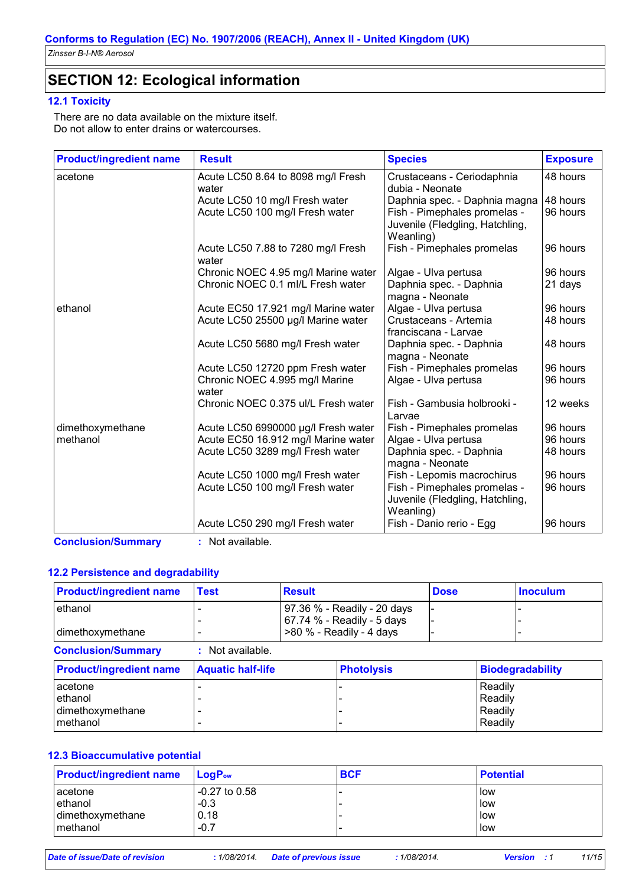## SECTION 12: Ecological information

### 12.1 Toxicity

There are no data available on the mixture itself.
Do not allow to enter drains or watercourses.

| Product/ingredient name | Result | Species | Exposure |
|---|---|---|---|
| acetone | Acute LC50 8.64 to 8098 mg/l Fresh water | Crustaceans - Ceriodaphnia dubia - Neonate | 48 hours |
| | Acute LC50 10 mg/l Fresh water | Daphnia spec. - Daphnia magna | 48 hours |
| | Acute LC50 100 mg/l Fresh water | Fish - Pimephales promelas - Juvenile (Fledgling, Hatchling, Weanling) | 96 hours |
| | Acute LC50 7.88 to 7280 mg/l Fresh water | Fish - Pimephales promelas | 96 hours |
| | Chronic NOEC 4.95 mg/l Marine water | Algae - Ulva pertusa | 96 hours |
| | Chronic NOEC 0.1 ml/L Fresh water | Daphnia spec. - Daphnia magna - Neonate | 21 days |
| ethanol | Acute EC50 17.921 mg/l Marine water | Algae - Ulva pertusa | 96 hours |
| | Acute LC50 25500 µg/l Marine water | Crustaceans - Artemia franciscana - Larvae | 48 hours |
| | Acute LC50 5680 mg/l Fresh water | Daphnia spec. - Daphnia magna - Neonate | 48 hours |
| | Acute LC50 12720 ppm Fresh water | Fish - Pimephales promelas | 96 hours |
| | Chronic NOEC 4.995 mg/l Marine water | Algae - Ulva pertusa | 96 hours |
| | Chronic NOEC 0.375 ul/L Fresh water | Fish - Gambusia holbrooki - Larvae | 12 weeks |
| dimethoxymethane | Acute LC50 6990000 µg/l Fresh water | Fish - Pimephales promelas | 96 hours |
| methanol | Acute EC50 16.912 mg/l Marine water | Algae - Ulva pertusa | 96 hours |
| | Acute LC50 3289 mg/l Fresh water | Daphnia spec. - Daphnia magna - Neonate | 48 hours |
| | Acute LC50 1000 mg/l Fresh water | Fish - Lepomis macrochirus | 96 hours |
| | Acute LC50 100 mg/l Fresh water | Fish - Pimephales promelas - Juvenile (Fledgling, Hatchling, Weanling) | 96 hours |
| | Acute LC50 290 mg/l Fresh water | Fish - Danio rerio - Egg | 96 hours |

**Conclusion/Summary** : Not available.

### 12.2 Persistence and degradability

| Product/ingredient name | Test | Result | Dose | Inoculum |
|---|---|---|---|---|
| ethanol | - | 97.36 % - Readily - 20 days | - | - |
| | - | 67.74 % - Readily - 5 days | - | - |
| dimethoxymethane | - | >80 % - Readily - 4 days | - | - |

**Conclusion/Summary** : Not available.

| Product/ingredient name | Aquatic half-life | Photolysis | Biodegradability |
|---|---|---|---|
| acetone | - | - | Readily |
| ethanol | - | - | Readily |
| dimethoxymethane | - | - | Readily |
| methanol | - | - | Readily |

### 12.3 Bioaccumulative potential

| Product/ingredient name | $LogP_{ow}$ | BCF | Potential |
|---|---|---|---|
| acetone | -0.27 to 0.58 | - | low |
| ethanol | -0.3 | - | low |
| dimethoxymethane | 0.18 | - | low |
| methanol | -0.7 | - | low |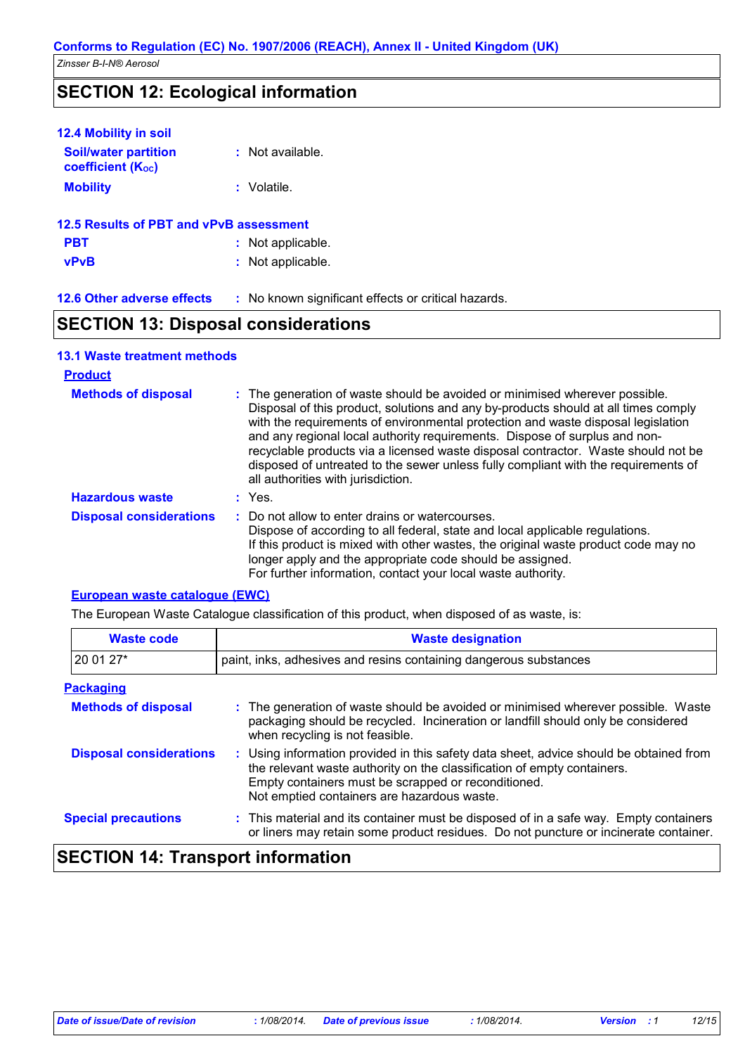## SECTION 12: Ecological information

### 12.4 Mobility in soil

**Soil/water partition coefficient ($K_{OC}$)** : Not available.

**Mobility** : Volatile.

### 12.5 Results of PBT and vPvB assessment

**PBT** : Not applicable.

**vPvB** : Not applicable.

**12.6 Other adverse effects** : No known significant effects or critical hazards.

## SECTION 13: Disposal considerations

### 13.1 Waste treatment methods

**Product**

**Methods of disposal** : The generation of waste should be avoided or minimised wherever possible. Disposal of this product, solutions and any by-products should at all times comply with the requirements of environmental protection and waste disposal legislation and any regional local authority requirements. Dispose of surplus and non-recyclable products via a licensed waste disposal contractor. Waste should not be disposed of untreated to the sewer unless fully compliant with the requirements of all authorities with jurisdiction.

**Hazardous waste** : Yes.

**Disposal considerations** : Do not allow to enter drains or watercourses.
Dispose of according to all federal, state and local applicable regulations.
If this product is mixed with other wastes, the original waste product code may no longer apply and the appropriate code should be assigned.
For further information, contact your local waste authority.

**European waste catalogue (EWC)**

The European Waste Catalogue classification of this product, when disposed of as waste, is:

| Waste code | Waste designation |
|---|---|
| 20 01 27* | paint, inks, adhesives and resins containing dangerous substances |

**Packaging**

**Methods of disposal** : The generation of waste should be avoided or minimised wherever possible. Waste packaging should be recycled. Incineration or landfill should only be considered when recycling is not feasible.

**Disposal considerations** : Using information provided in this safety data sheet, advice should be obtained from the relevant waste authority on the classification of empty containers.
Empty containers must be scrapped or reconditioned.
Not emptied containers are hazardous waste.

**Special precautions** : This material and its container must be disposed of in a safe way. Empty containers or liners may retain some product residues. Do not puncture or incinerate container.

## SECTION 14: Transport information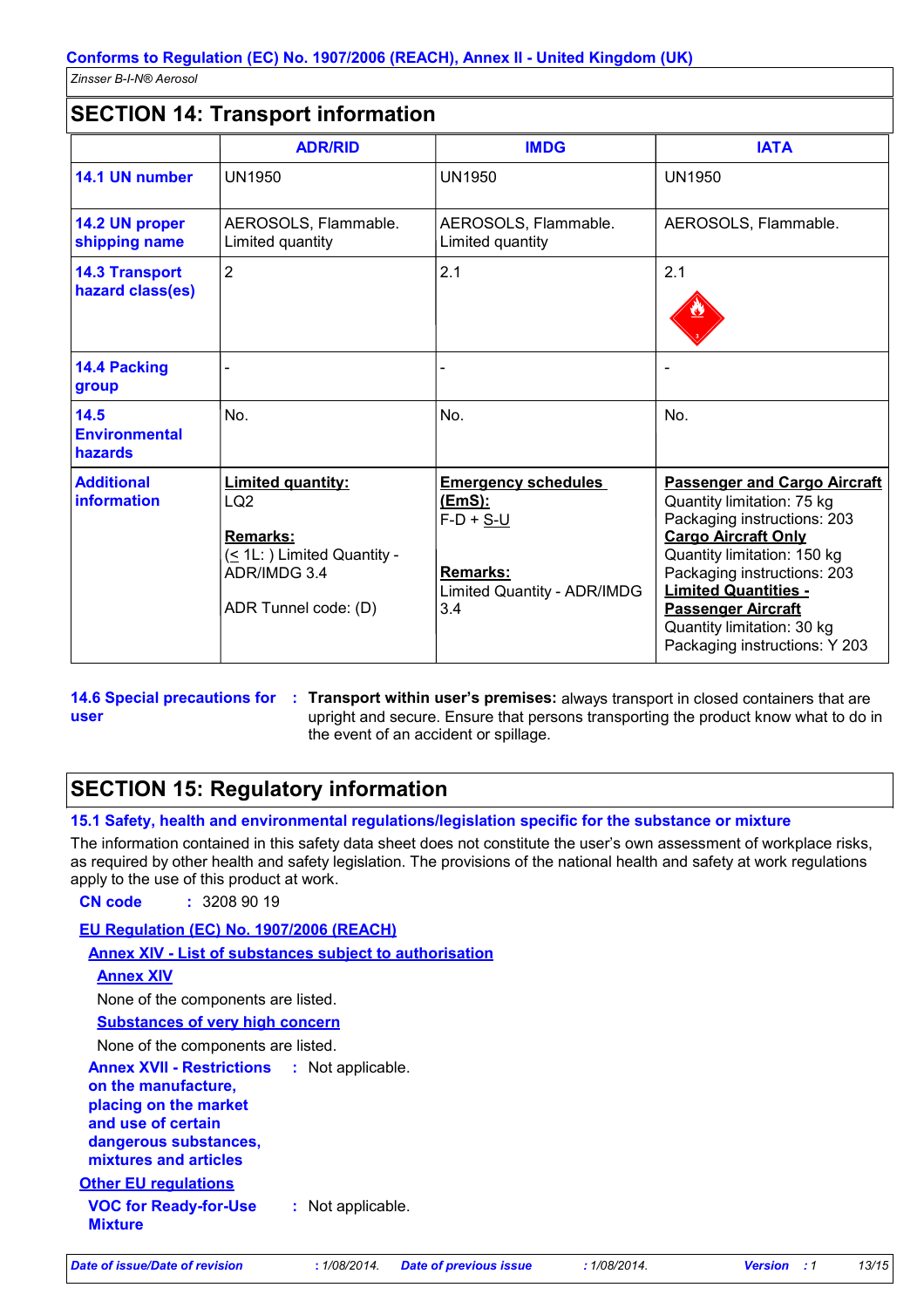**Conforms to Regulation (EC) No. 1907/2006 (REACH), Annex II - United Kingdom (UK)**

*Zinsser B-I-N® Aerosol*

## SECTION 14: Transport information

| | ADR/RID | IMDG | IATA |
|---|---|---|---|
| **14.1 UN number** | UN1950 | UN1950 | UN1950 |
| **14.2 UN proper shipping name** | AEROSOLS, Flammable. Limited quantity | AEROSOLS, Flammable. Limited quantity | AEROSOLS, Flammable. |
| **14.3 Transport hazard class(es)** | 2 | 2.1 | 2.1 |
| **14.4 Packing group** | - | - | - |
| **14.5 Environmental hazards** | No. | No. | No. |
| **Additional information** | **Limited quantity:** LQ2<br><br>**Remarks:** (≤ 1L: ) Limited Quantity - ADR/IMDG 3.4<br><br>ADR Tunnel code: (D) | **Emergency schedules (EmS):** F-D + S-U<br><br>**Remarks:** Limited Quantity - ADR/IMDG 3.4 | **Passenger and Cargo Aircraft** Quantity limitation: 75 kg Packaging instructions: 203<br>**Cargo Aircraft Only** Quantity limitation: 150 kg Packaging instructions: 203<br>**Limited Quantities - Passenger Aircraft** Quantity limitation: 30 kg Packaging instructions: Y 203 |

**14.6 Special precautions for user** : **Transport within user's premises:** always transport in closed containers that are upright and secure. Ensure that persons transporting the product know what to do in the event of an accident or spillage.

## SECTION 15: Regulatory information

### 15.1 Safety, health and environmental regulations/legislation specific for the substance or mixture

The information contained in this safety data sheet does not constitute the user's own assessment of workplace risks, as required by other health and safety legislation. The provisions of the national health and safety at work regulations apply to the use of this product at work.

**CN code** : 3208 90 19

**EU Regulation (EC) No. 1907/2006 (REACH)**

**Annex XIV - List of substances subject to authorisation**

**Annex XIV**

None of the components are listed.

**Substances of very high concern**

None of the components are listed.

**Annex XVII - Restrictions on the manufacture, placing on the market and use of certain dangerous substances, mixtures and articles** : Not applicable.

**Other EU regulations**

**VOC for Ready-for-Use Mixture** : Not applicable.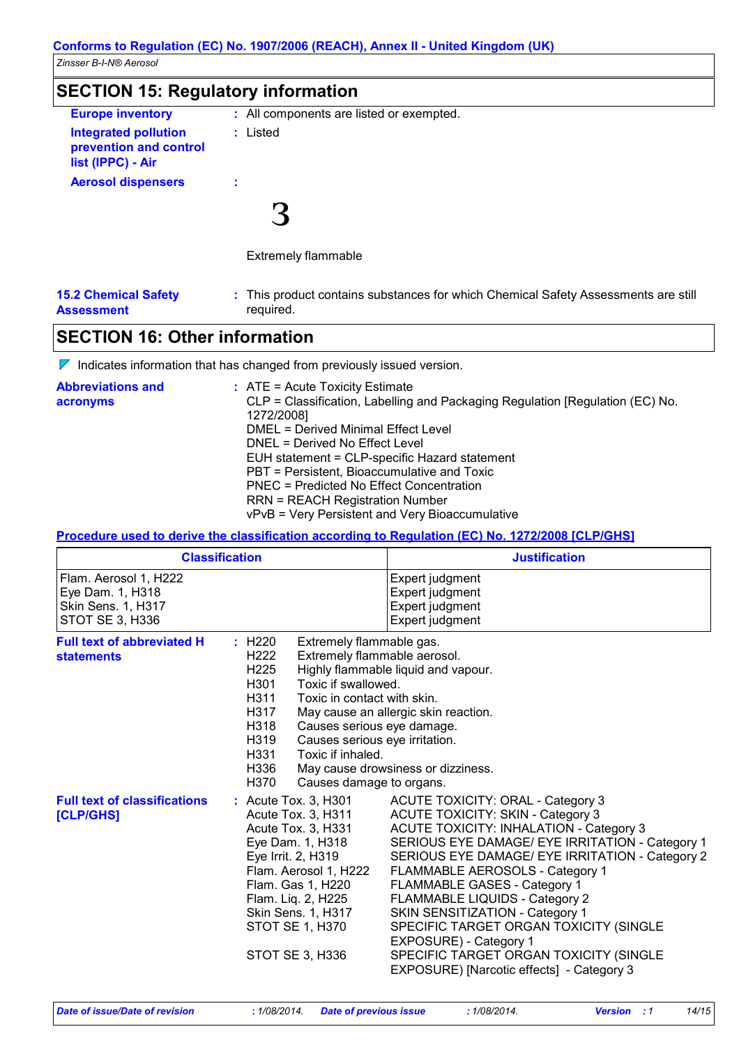## SECTION 15: Regulatory information

**Europe inventory** : All components are listed or exempted.

**Integrated pollution prevention and control list (IPPC) - Air** : Listed

**Aerosol dispensers** :

3

Extremely flammable

**15.2 Chemical Safety Assessment** : This product contains substances for which Chemical Safety Assessments are still required.

## SECTION 16: Other information

Indicates information that has changed from previously issued version.

**Abbreviations and acronyms** :
ATE = Acute Toxicity Estimate
CLP = Classification, Labelling and Packaging Regulation [Regulation (EC) No. 1272/2008]
DMEL = Derived Minimal Effect Level
DNEL = Derived No Effect Level
EUH statement = CLP-specific Hazard statement
PBT = Persistent, Bioaccumulative and Toxic
PNEC = Predicted No Effect Concentration
RRN = REACH Registration Number
vPvB = Very Persistent and Very Bioaccumulative

**Procedure used to derive the classification according to Regulation (EC) No. 1272/2008 [CLP/GHS]**

| Classification | Justification |
|---|---|
| Flam. Aerosol 1, H222 | Expert judgment |
| Eye Dam. 1, H318 | Expert judgment |
| Skin Sens. 1, H317 | Expert judgment |
| STOT SE 3, H336 | Expert judgment |

**Full text of abbreviated H statements** :

| | |
|---|---|
| H220 | Extremely flammable gas. |
| H222 | Extremely flammable aerosol. |
| H225 | Highly flammable liquid and vapour. |
| H301 | Toxic if swallowed. |
| H311 | Toxic in contact with skin. |
| H317 | May cause an allergic skin reaction. |
| H318 | Causes serious eye damage. |
| H319 | Causes serious eye irritation. |
| H331 | Toxic if inhaled. |
| H336 | May cause drowsiness or dizziness. |
| H370 | Causes damage to organs. |

**Full text of classifications [CLP/GHS]** :

| | |
|---|---|
| Acute Tox. 3, H301 | ACUTE TOXICITY: ORAL - Category 3 |
| Acute Tox. 3, H311 | ACUTE TOXICITY: SKIN - Category 3 |
| Acute Tox. 3, H331 | ACUTE TOXICITY: INHALATION - Category 3 |
| Eye Dam. 1, H318 | SERIOUS EYE DAMAGE/ EYE IRRITATION - Category 1 |
| Eye Irrit. 2, H319 | SERIOUS EYE DAMAGE/ EYE IRRITATION - Category 2 |
| Flam. Aerosol 1, H222 | FLAMMABLE AEROSOLS - Category 1 |
| Flam. Gas 1, H220 | FLAMMABLE GASES - Category 1 |
| Flam. Liq. 2, H225 | FLAMMABLE LIQUIDS - Category 2 |
| Skin Sens. 1, H317 | SKIN SENSITIZATION - Category 1 |
| STOT SE 1, H370 | SPECIFIC TARGET ORGAN TOXICITY (SINGLE EXPOSURE) - Category 1 |
| STOT SE 3, H336 | SPECIFIC TARGET ORGAN TOXICITY (SINGLE EXPOSURE) [Narcotic effects] - Category 3 |

*Date of issue/Date of revision* : 1/08/2014. *Date of previous issue* : 1/08/2014. *Version* : 1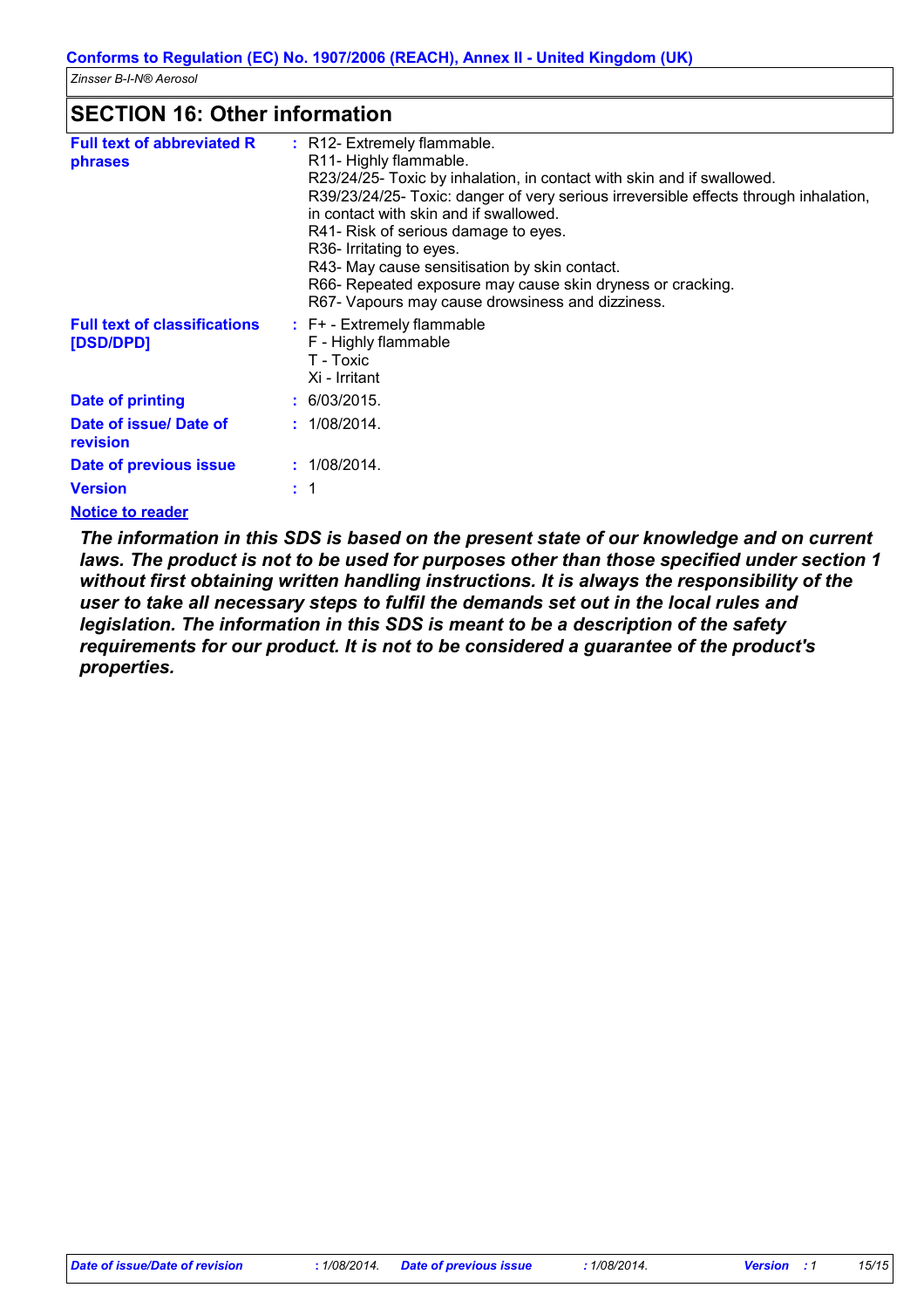## SECTION 16: Other information

| | |
|---|---|
| **Full text of abbreviated R phrases** | R12- Extremely flammable.<br>R11- Highly flammable.<br>R23/24/25- Toxic by inhalation, in contact with skin and if swallowed.<br>R39/23/24/25- Toxic: danger of very serious irreversible effects through inhalation, in contact with skin and if swallowed.<br>R41- Risk of serious damage to eyes.<br>R36- Irritating to eyes.<br>R43- May cause sensitisation by skin contact.<br>R66- Repeated exposure may cause skin dryness or cracking.<br>R67- Vapours may cause drowsiness and dizziness. |
| **Full text of classifications [DSD/DPD]** | F+ - Extremely flammable<br>F - Highly flammable<br>T - Toxic<br>Xi - Irritant |
| **Date of printing** | 6/03/2015. |
| **Date of issue/ Date of revision** | 1/08/2014. |
| **Date of previous issue** | 1/08/2014. |
| **Version** | 1 |

**Notice to reader**

***The information in this SDS is based on the present state of our knowledge and on current laws. The product is not to be used for purposes other than those specified under section 1 without first obtaining written handling instructions. It is always the responsibility of the user to take all necessary steps to fulfil the demands set out in the local rules and legislation. The information in this SDS is meant to be a description of the safety requirements for our product. It is not to be considered a guarantee of the product's properties.***